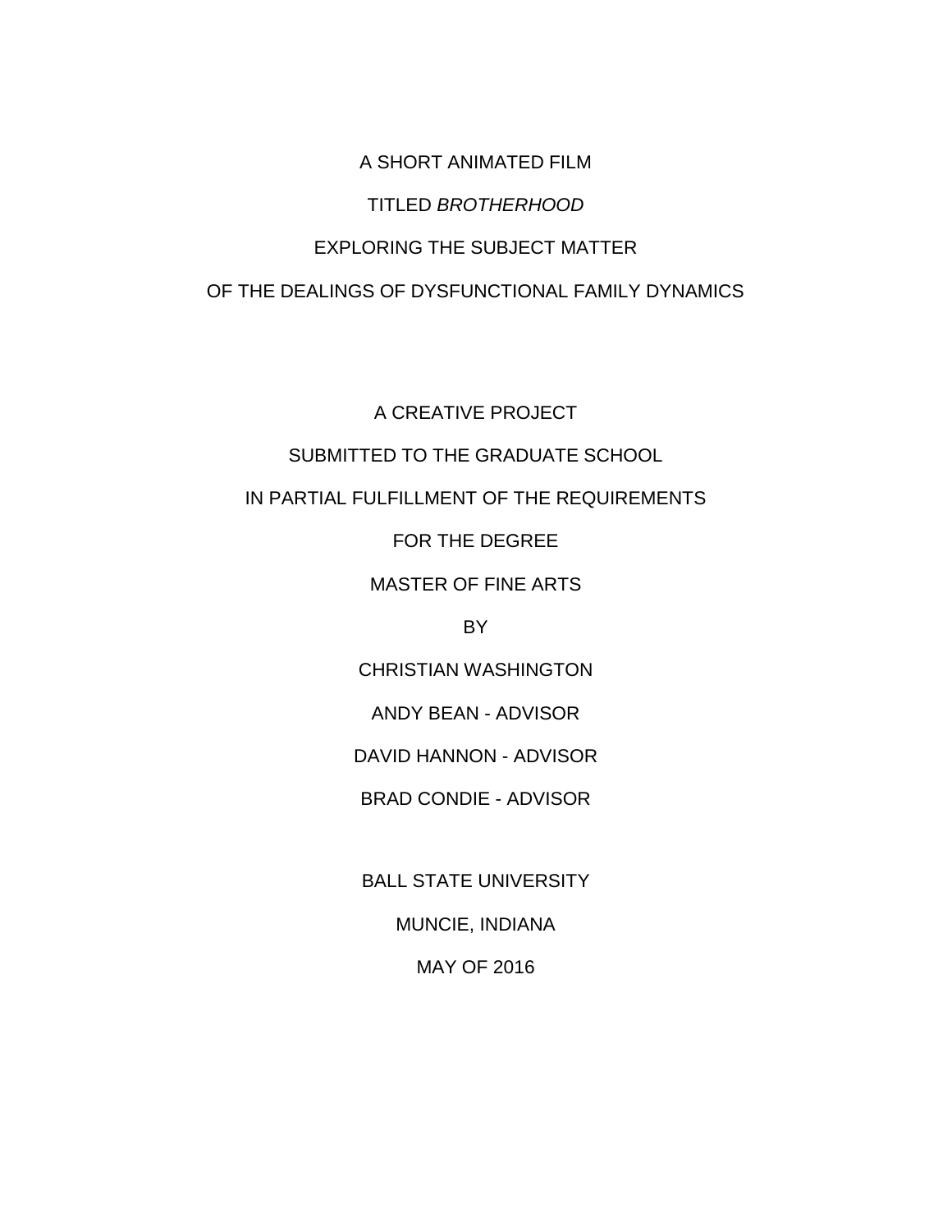A SHORT ANIMATED FILM

TITLED *BROTHERHOOD*

EXPLORING THE SUBJECT MATTER

OF THE DEALINGS OF DYSFUNCTIONAL FAMILY DYNAMICS

A CREATIVE PROJECT

SUBMITTED TO THE GRADUATE SCHOOL

IN PARTIAL FULFILLMENT OF THE REQUIREMENTS

FOR THE DEGREE

MASTER OF FINE ARTS

BY

CHRISTIAN WASHINGTON

ANDY BEAN - ADVISOR

DAVID HANNON - ADVISOR

BRAD CONDIE - ADVISOR

BALL STATE UNIVERSITY

MUNCIE, INDIANA

MAY OF 2016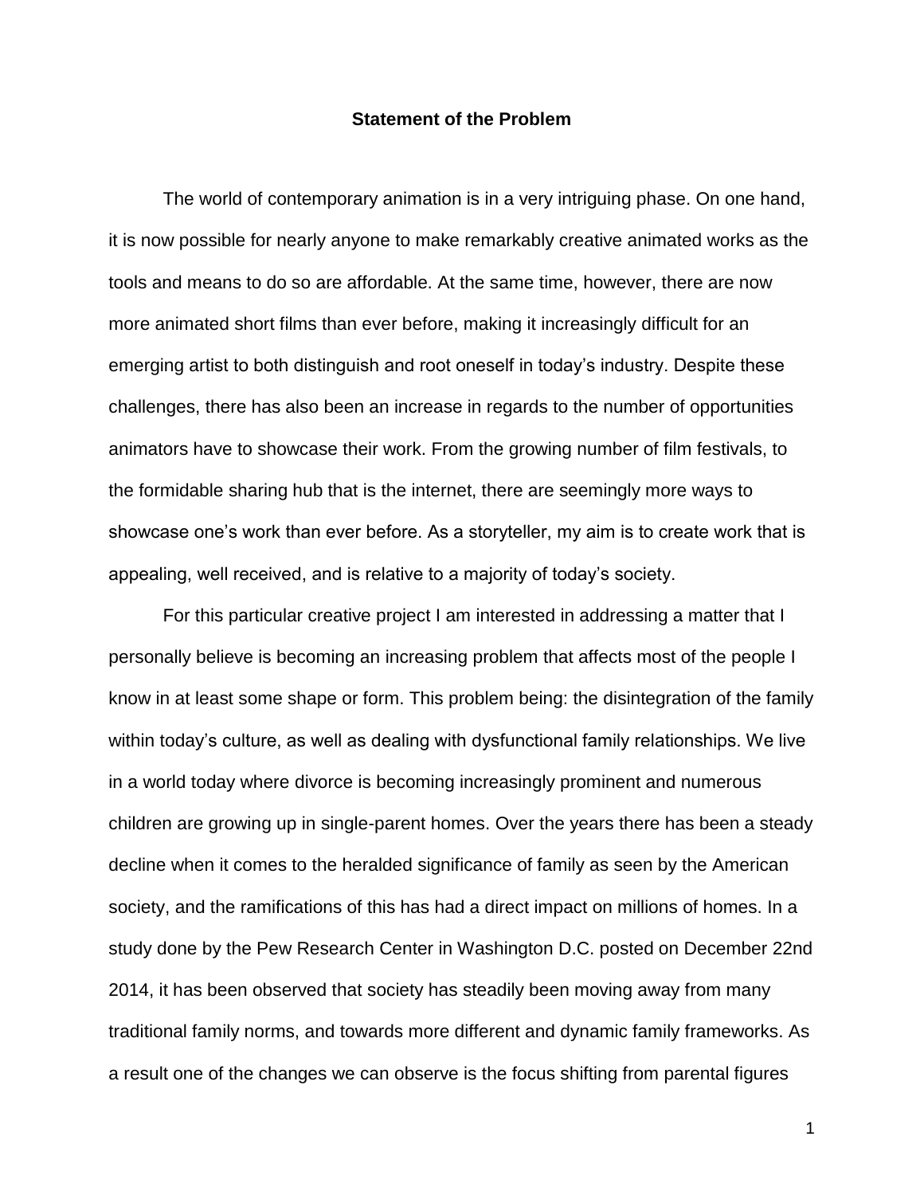## Statement of the Problem

The world of contemporary animation is in a very intriguing phase. On one hand, it is now possible for nearly anyone to make remarkably creative animated works as the tools and means to do so are affordable. At the same time, however, there are now more animated short films than ever before, making it increasingly difficult for an emerging artist to both distinguish and root oneself in today's industry. Despite these challenges, there has also been an increase in regards to the number of opportunities animators have to showcase their work. From the growing number of film festivals, to the formidable sharing hub that is the internet, there are seemingly more ways to showcase one's work than ever before. As a storyteller, my aim is to create work that is appealing, well received, and is relative to a majority of today's society.

For this particular creative project I am interested in addressing a matter that I personally believe is becoming an increasing problem that affects most of the people I know in at least some shape or form. This problem being: the disintegration of the family within today's culture, as well as dealing with dysfunctional family relationships. We live in a world today where divorce is becoming increasingly prominent and numerous children are growing up in single-parent homes. Over the years there has been a steady decline when it comes to the heralded significance of family as seen by the American society, and the ramifications of this has had a direct impact on millions of homes. In a study done by the Pew Research Center in Washington D.C. posted on December 22nd 2014, it has been observed that society has steadily been moving away from many traditional family norms, and towards more different and dynamic family frameworks. As a result one of the changes we can observe is the focus shifting from parental figures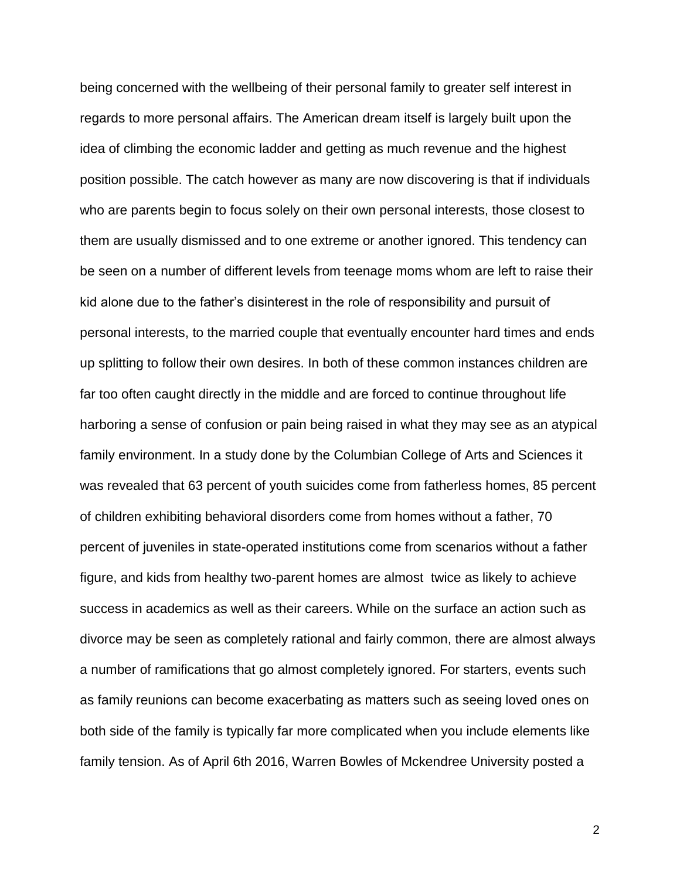being concerned with the wellbeing of their personal family to greater self interest in regards to more personal affairs. The American dream itself is largely built upon the idea of climbing the economic ladder and getting as much revenue and the highest position possible. The catch however as many are now discovering is that if individuals who are parents begin to focus solely on their own personal interests, those closest to them are usually dismissed and to one extreme or another ignored. This tendency can be seen on a number of different levels from teenage moms whom are left to raise their kid alone due to the father's disinterest in the role of responsibility and pursuit of personal interests, to the married couple that eventually encounter hard times and ends up splitting to follow their own desires. In both of these common instances children are far too often caught directly in the middle and are forced to continue throughout life harboring a sense of confusion or pain being raised in what they may see as an atypical family environment. In a study done by the Columbian College of Arts and Sciences it was revealed that 63 percent of youth suicides come from fatherless homes, 85 percent of children exhibiting behavioral disorders come from homes without a father, 70 percent of juveniles in state-operated institutions come from scenarios without a father figure, and kids from healthy two-parent homes are almost twice as likely to achieve success in academics as well as their careers. While on the surface an action such as divorce may be seen as completely rational and fairly common, there are almost always a number of ramifications that go almost completely ignored. For starters, events such as family reunions can become exacerbating as matters such as seeing loved ones on both side of the family is typically far more complicated when you include elements like family tension. As of April 6th 2016, Warren Bowles of Mckendree University posted a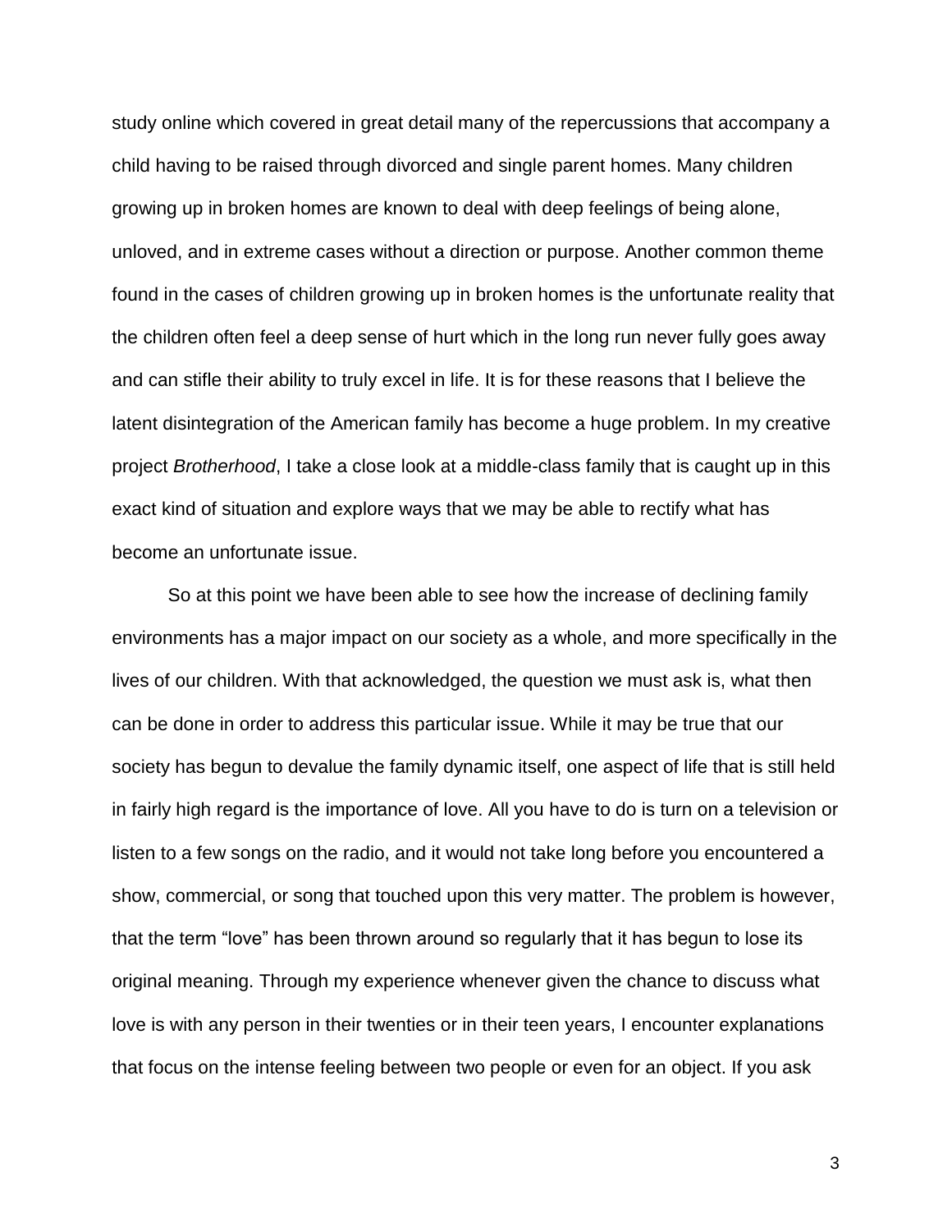study online which covered in great detail many of the repercussions that accompany a child having to be raised through divorced and single parent homes. Many children growing up in broken homes are known to deal with deep feelings of being alone, unloved, and in extreme cases without a direction or purpose. Another common theme found in the cases of children growing up in broken homes is the unfortunate reality that the children often feel a deep sense of hurt which in the long run never fully goes away and can stifle their ability to truly excel in life. It is for these reasons that I believe the latent disintegration of the American family has become a huge problem. In my creative project *Brotherhood*, I take a close look at a middle-class family that is caught up in this exact kind of situation and explore ways that we may be able to rectify what has become an unfortunate issue.

So at this point we have been able to see how the increase of declining family environments has a major impact on our society as a whole, and more specifically in the lives of our children. With that acknowledged, the question we must ask is, what then can be done in order to address this particular issue. While it may be true that our society has begun to devalue the family dynamic itself, one aspect of life that is still held in fairly high regard is the importance of love. All you have to do is turn on a television or listen to a few songs on the radio, and it would not take long before you encountered a show, commercial, or song that touched upon this very matter. The problem is however, that the term "love" has been thrown around so regularly that it has begun to lose its original meaning. Through my experience whenever given the chance to discuss what love is with any person in their twenties or in their teen years, I encounter explanations that focus on the intense feeling between two people or even for an object. If you ask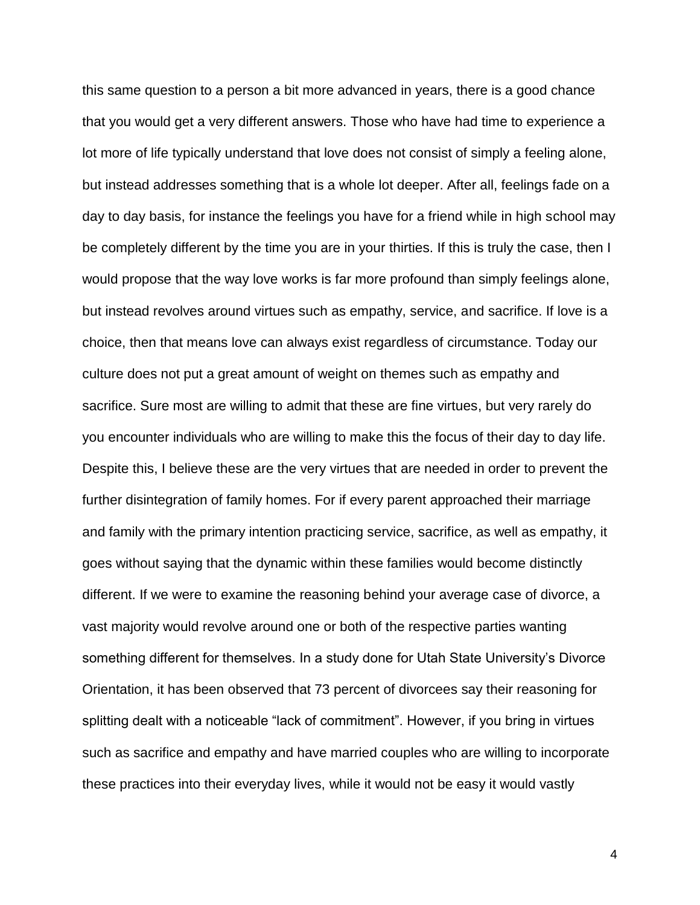this same question to a person a bit more advanced in years, there is a good chance that you would get a very different answers. Those who have had time to experience a lot more of life typically understand that love does not consist of simply a feeling alone, but instead addresses something that is a whole lot deeper. After all, feelings fade on a day to day basis, for instance the feelings you have for a friend while in high school may be completely different by the time you are in your thirties. If this is truly the case, then I would propose that the way love works is far more profound than simply feelings alone, but instead revolves around virtues such as empathy, service, and sacrifice. If love is a choice, then that means love can always exist regardless of circumstance. Today our culture does not put a great amount of weight on themes such as empathy and sacrifice. Sure most are willing to admit that these are fine virtues, but very rarely do you encounter individuals who are willing to make this the focus of their day to day life. Despite this, I believe these are the very virtues that are needed in order to prevent the further disintegration of family homes. For if every parent approached their marriage and family with the primary intention practicing service, sacrifice, as well as empathy, it goes without saying that the dynamic within these families would become distinctly different. If we were to examine the reasoning behind your average case of divorce, a vast majority would revolve around one or both of the respective parties wanting something different for themselves. In a study done for Utah State University's Divorce Orientation, it has been observed that 73 percent of divorcees say their reasoning for splitting dealt with a noticeable "lack of commitment". However, if you bring in virtues such as sacrifice and empathy and have married couples who are willing to incorporate these practices into their everyday lives, while it would not be easy it would vastly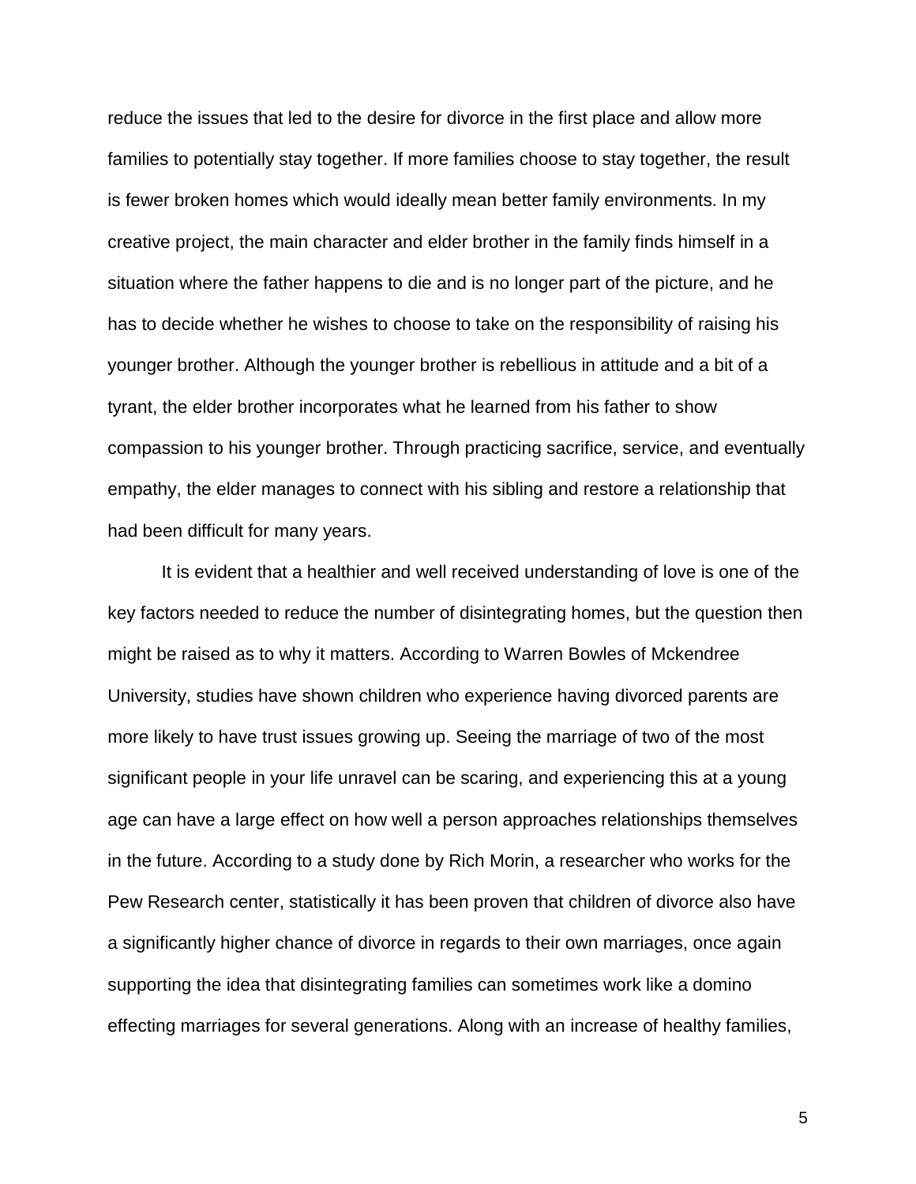reduce the issues that led to the desire for divorce in the first place and allow more families to potentially stay together. If more families choose to stay together, the result is fewer broken homes which would ideally mean better family environments. In my creative project, the main character and elder brother in the family finds himself in a situation where the father happens to die and is no longer part of the picture, and he has to decide whether he wishes to choose to take on the responsibility of raising his younger brother. Although the younger brother is rebellious in attitude and a bit of a tyrant, the elder brother incorporates what he learned from his father to show compassion to his younger brother. Through practicing sacrifice, service, and eventually empathy, the elder manages to connect with his sibling and restore a relationship that had been difficult for many years.

It is evident that a healthier and well received understanding of love is one of the key factors needed to reduce the number of disintegrating homes, but the question then might be raised as to why it matters. According to Warren Bowles of Mckendree University, studies have shown children who experience having divorced parents are more likely to have trust issues growing up. Seeing the marriage of two of the most significant people in your life unravel can be scaring, and experiencing this at a young age can have a large effect on how well a person approaches relationships themselves in the future. According to a study done by Rich Morin, a researcher who works for the Pew Research center, statistically it has been proven that children of divorce also have a significantly higher chance of divorce in regards to their own marriages, once again supporting the idea that disintegrating families can sometimes work like a domino effecting marriages for several generations. Along with an increase of healthy families,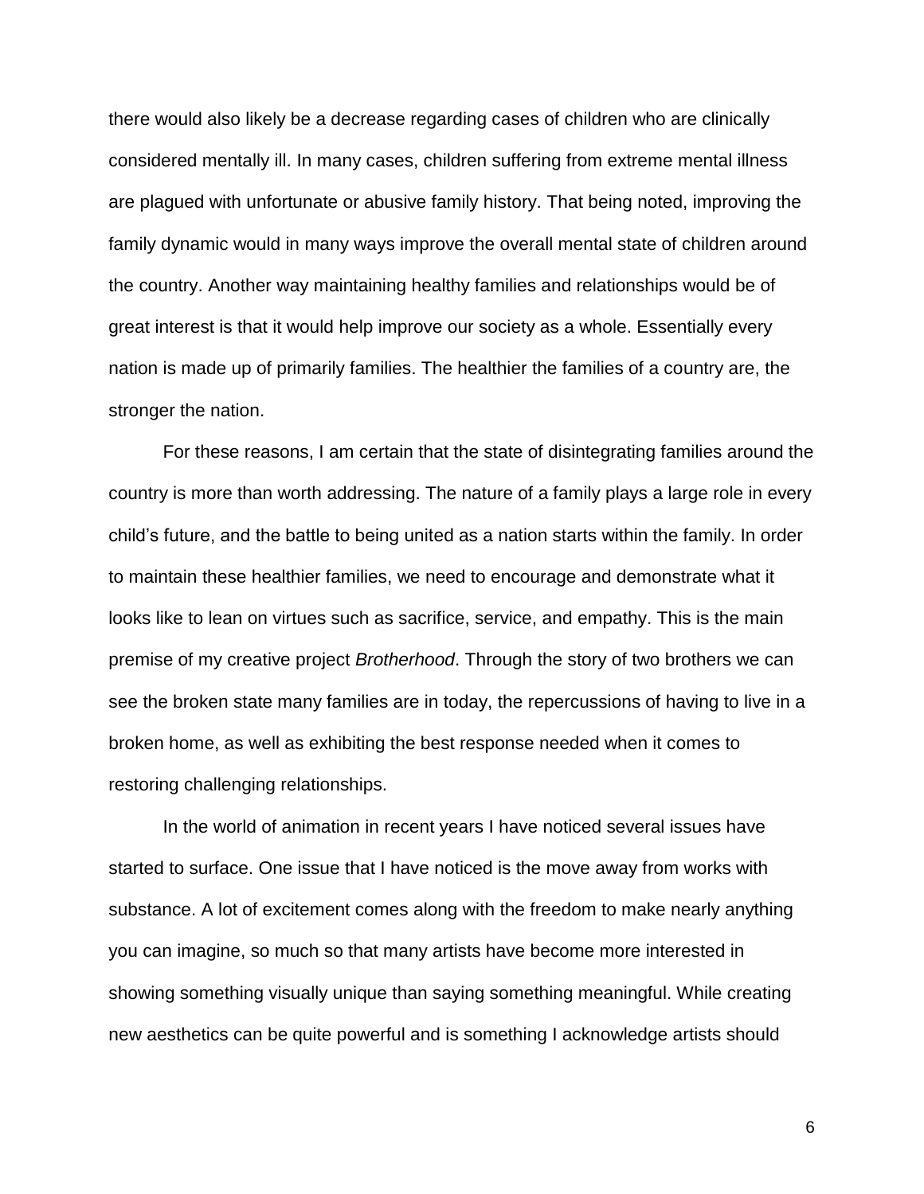there would also likely be a decrease regarding cases of children who are clinically considered mentally ill. In many cases, children suffering from extreme mental illness are plagued with unfortunate or abusive family history. That being noted, improving the family dynamic would in many ways improve the overall mental state of children around the country. Another way maintaining healthy families and relationships would be of great interest is that it would help improve our society as a whole. Essentially every nation is made up of primarily families. The healthier the families of a country are, the stronger the nation.

For these reasons, I am certain that the state of disintegrating families around the country is more than worth addressing. The nature of a family plays a large role in every child's future, and the battle to being united as a nation starts within the family. In order to maintain these healthier families, we need to encourage and demonstrate what it looks like to lean on virtues such as sacrifice, service, and empathy. This is the main premise of my creative project *Brotherhood*. Through the story of two brothers we can see the broken state many families are in today, the repercussions of having to live in a broken home, as well as exhibiting the best response needed when it comes to restoring challenging relationships.

In the world of animation in recent years I have noticed several issues have started to surface. One issue that I have noticed is the move away from works with substance. A lot of excitement comes along with the freedom to make nearly anything you can imagine, so much so that many artists have become more interested in showing something visually unique than saying something meaningful. While creating new aesthetics can be quite powerful and is something I acknowledge artists should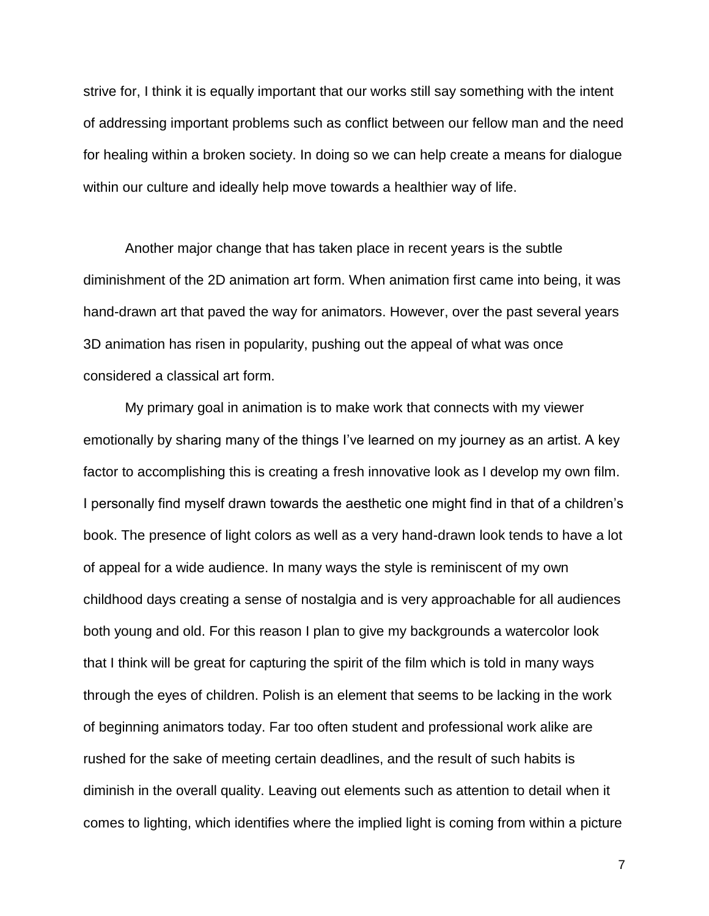strive for, I think it is equally important that our works still say something with the intent of addressing important problems such as conflict between our fellow man and the need for healing within a broken society. In doing so we can help create a means for dialogue within our culture and ideally help move towards a healthier way of life.

Another major change that has taken place in recent years is the subtle diminishment of the 2D animation art form. When animation first came into being, it was hand-drawn art that paved the way for animators. However, over the past several years 3D animation has risen in popularity, pushing out the appeal of what was once considered a classical art form.

My primary goal in animation is to make work that connects with my viewer emotionally by sharing many of the things I've learned on my journey as an artist. A key factor to accomplishing this is creating a fresh innovative look as I develop my own film. I personally find myself drawn towards the aesthetic one might find in that of a children's book. The presence of light colors as well as a very hand-drawn look tends to have a lot of appeal for a wide audience. In many ways the style is reminiscent of my own childhood days creating a sense of nostalgia and is very approachable for all audiences both young and old. For this reason I plan to give my backgrounds a watercolor look that I think will be great for capturing the spirit of the film which is told in many ways through the eyes of children. Polish is an element that seems to be lacking in the work of beginning animators today. Far too often student and professional work alike are rushed for the sake of meeting certain deadlines, and the result of such habits is diminish in the overall quality. Leaving out elements such as attention to detail when it comes to lighting, which identifies where the implied light is coming from within a picture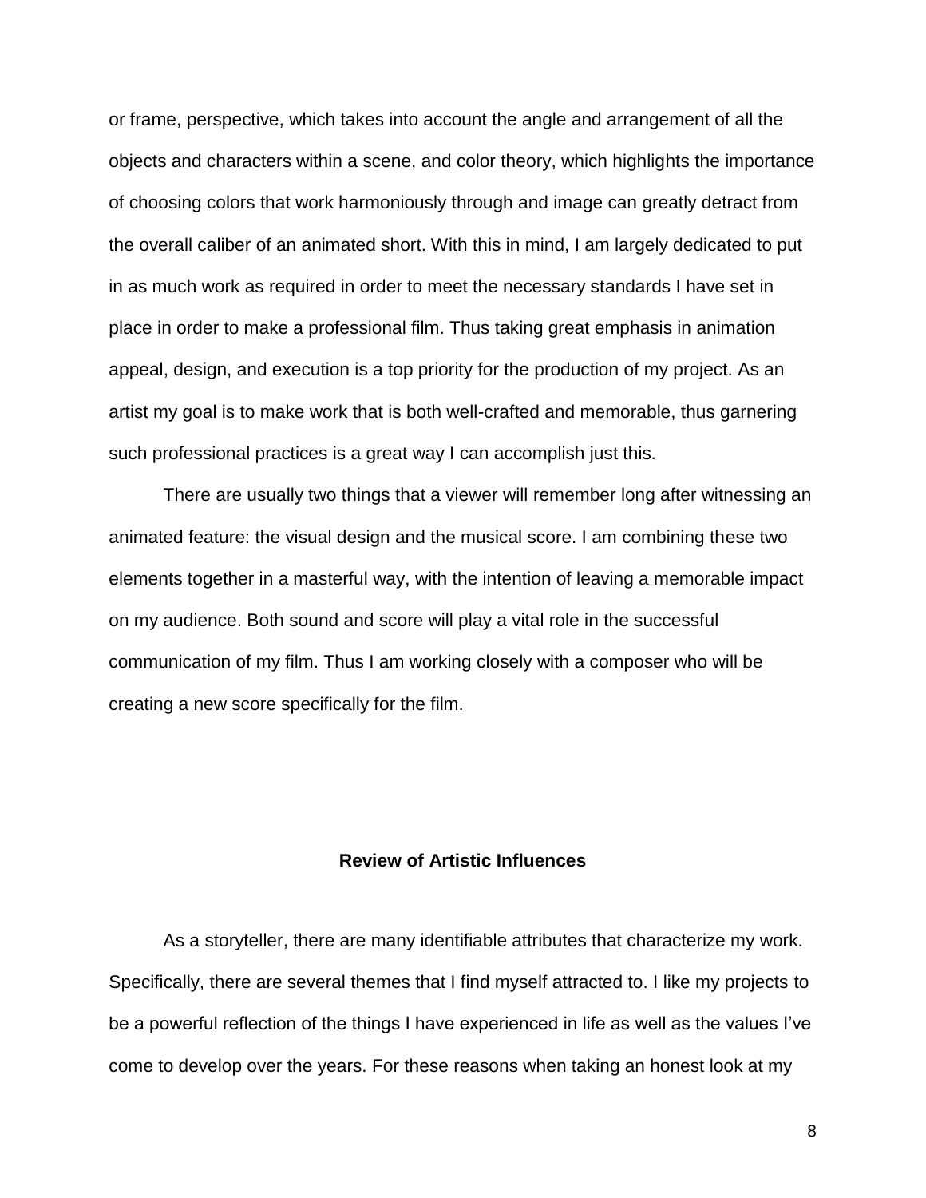or frame, perspective, which takes into account the angle and arrangement of all the objects and characters within a scene, and color theory, which highlights the importance of choosing colors that work harmoniously through and image can greatly detract from the overall caliber of an animated short. With this in mind, I am largely dedicated to put in as much work as required in order to meet the necessary standards I have set in place in order to make a professional film. Thus taking great emphasis in animation appeal, design, and execution is a top priority for the production of my project. As an artist my goal is to make work that is both well-crafted and memorable, thus garnering such professional practices is a great way I can accomplish just this.

There are usually two things that a viewer will remember long after witnessing an animated feature: the visual design and the musical score. I am combining these two elements together in a masterful way, with the intention of leaving a memorable impact on my audience. Both sound and score will play a vital role in the successful communication of my film. Thus I am working closely with a composer who will be creating a new score specifically for the film.

## Review of Artistic Influences

As a storyteller, there are many identifiable attributes that characterize my work. Specifically, there are several themes that I find myself attracted to. I like my projects to be a powerful reflection of the things I have experienced in life as well as the values I've come to develop over the years. For these reasons when taking an honest look at my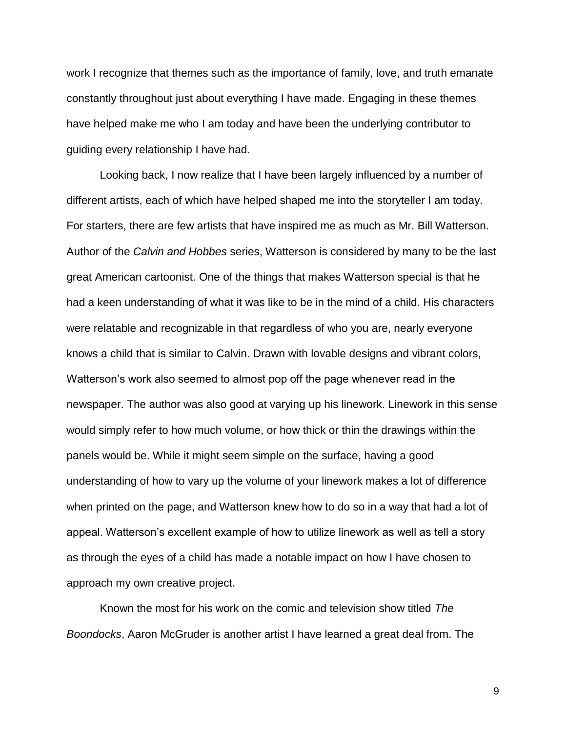work I recognize that themes such as the importance of family, love, and truth emanate constantly throughout just about everything I have made. Engaging in these themes have helped make me who I am today and have been the underlying contributor to guiding every relationship I have had.

Looking back, I now realize that I have been largely influenced by a number of different artists, each of which have helped shaped me into the storyteller I am today. For starters, there are few artists that have inspired me as much as Mr. Bill Watterson. Author of the *Calvin and Hobbes* series, Watterson is considered by many to be the last great American cartoonist. One of the things that makes Watterson special is that he had a keen understanding of what it was like to be in the mind of a child. His characters were relatable and recognizable in that regardless of who you are, nearly everyone knows a child that is similar to Calvin. Drawn with lovable designs and vibrant colors, Watterson's work also seemed to almost pop off the page whenever read in the newspaper. The author was also good at varying up his linework. Linework in this sense would simply refer to how much volume, or how thick or thin the drawings within the panels would be. While it might seem simple on the surface, having a good understanding of how to vary up the volume of your linework makes a lot of difference when printed on the page, and Watterson knew how to do so in a way that had a lot of appeal. Watterson's excellent example of how to utilize linework as well as tell a story as through the eyes of a child has made a notable impact on how I have chosen to approach my own creative project.

Known the most for his work on the comic and television show titled *The Boondocks*, Aaron McGruder is another artist I have learned a great deal from. The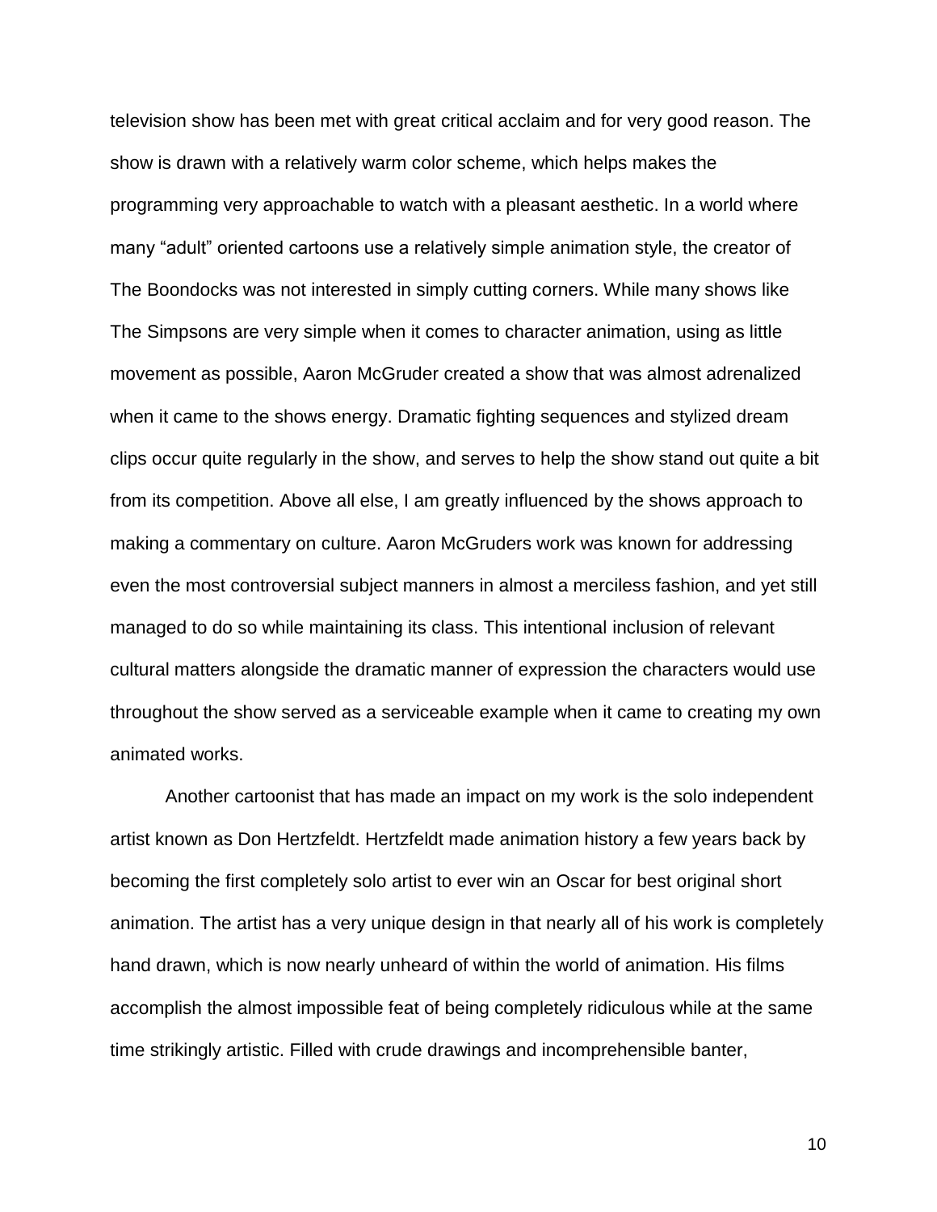television show has been met with great critical acclaim and for very good reason. The show is drawn with a relatively warm color scheme, which helps makes the programming very approachable to watch with a pleasant aesthetic. In a world where many “adult” oriented cartoons use a relatively simple animation style, the creator of The Boondocks was not interested in simply cutting corners. While many shows like The Simpsons are very simple when it comes to character animation, using as little movement as possible, Aaron McGruder created a show that was almost adrenalized when it came to the shows energy. Dramatic fighting sequences and stylized dream clips occur quite regularly in the show, and serves to help the show stand out quite a bit from its competition. Above all else, I am greatly influenced by the shows approach to making a commentary on culture. Aaron McGruders work was known for addressing even the most controversial subject manners in almost a merciless fashion, and yet still managed to do so while maintaining its class. This intentional inclusion of relevant cultural matters alongside the dramatic manner of expression the characters would use throughout the show served as a serviceable example when it came to creating my own animated works.

Another cartoonist that has made an impact on my work is the solo independent artist known as Don Hertzfeldt. Hertzfeldt made animation history a few years back by becoming the first completely solo artist to ever win an Oscar for best original short animation. The artist has a very unique design in that nearly all of his work is completely hand drawn, which is now nearly unheard of within the world of animation. His films accomplish the almost impossible feat of being completely ridiculous while at the same time strikingly artistic. Filled with crude drawings and incomprehensible banter,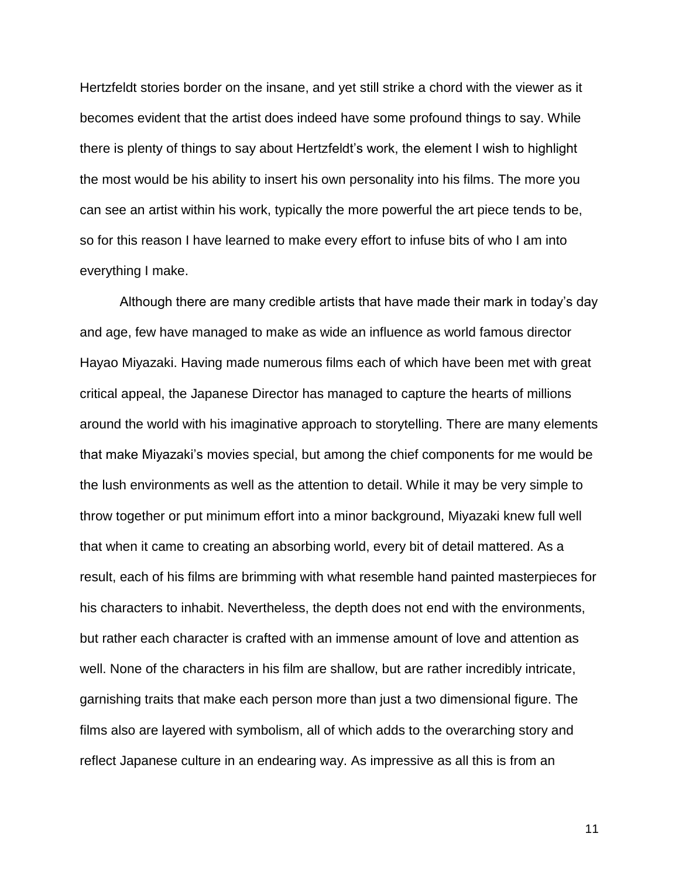Hertzfeldt stories border on the insane, and yet still strike a chord with the viewer as it becomes evident that the artist does indeed have some profound things to say. While there is plenty of things to say about Hertzfeldt's work, the element I wish to highlight the most would be his ability to insert his own personality into his films. The more you can see an artist within his work, typically the more powerful the art piece tends to be, so for this reason I have learned to make every effort to infuse bits of who I am into everything I make.

Although there are many credible artists that have made their mark in today's day and age, few have managed to make as wide an influence as world famous director Hayao Miyazaki. Having made numerous films each of which have been met with great critical appeal, the Japanese Director has managed to capture the hearts of millions around the world with his imaginative approach to storytelling. There are many elements that make Miyazaki's movies special, but among the chief components for me would be the lush environments as well as the attention to detail. While it may be very simple to throw together or put minimum effort into a minor background, Miyazaki knew full well that when it came to creating an absorbing world, every bit of detail mattered. As a result, each of his films are brimming with what resemble hand painted masterpieces for his characters to inhabit. Nevertheless, the depth does not end with the environments, but rather each character is crafted with an immense amount of love and attention as well. None of the characters in his film are shallow, but are rather incredibly intricate, garnishing traits that make each person more than just a two dimensional figure. The films also are layered with symbolism, all of which adds to the overarching story and reflect Japanese culture in an endearing way. As impressive as all this is from an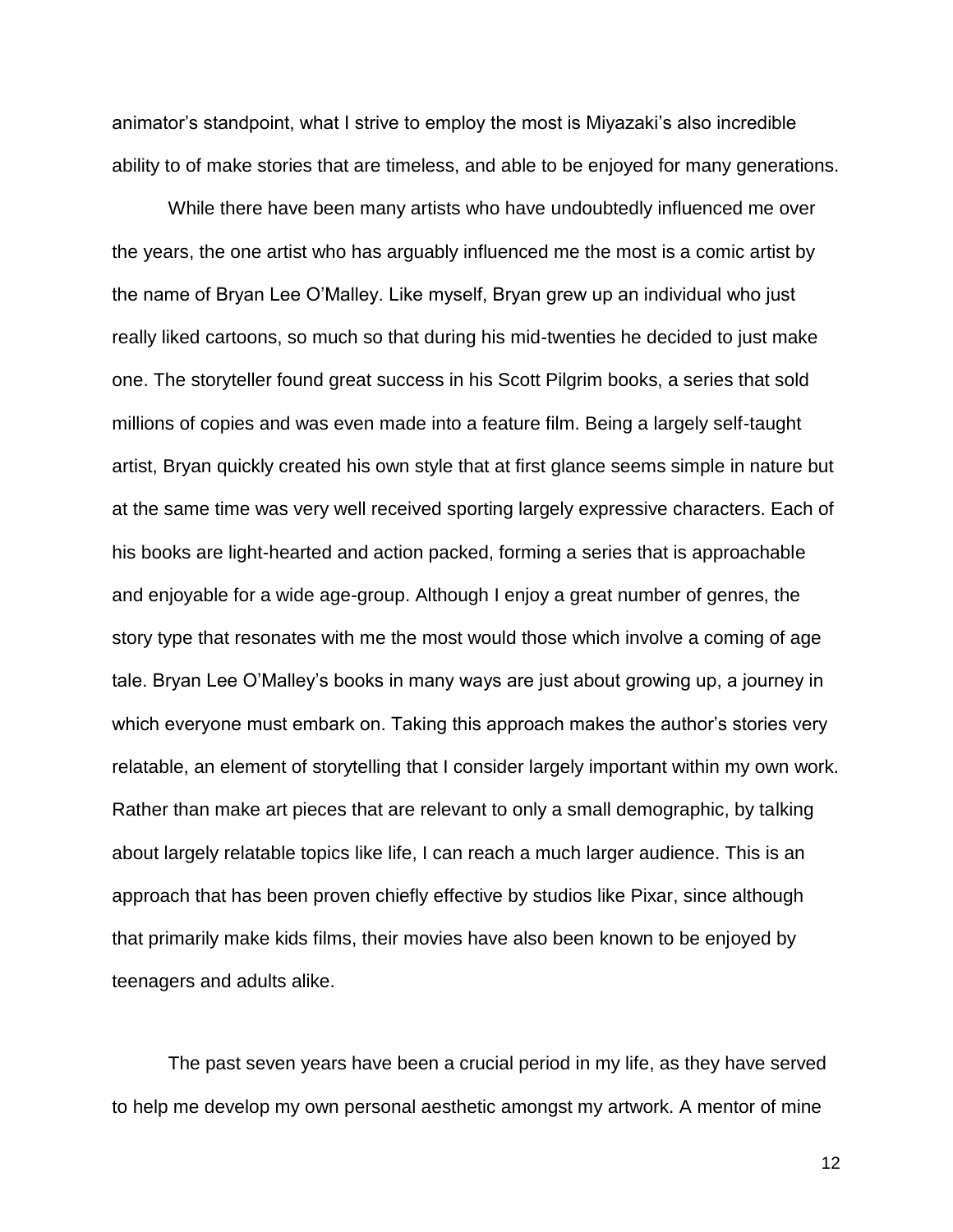animator's standpoint, what I strive to employ the most is Miyazaki's also incredible ability to of make stories that are timeless, and able to be enjoyed for many generations.

While there have been many artists who have undoubtedly influenced me over the years, the one artist who has arguably influenced me the most is a comic artist by the name of Bryan Lee O'Malley. Like myself, Bryan grew up an individual who just really liked cartoons, so much so that during his mid-twenties he decided to just make one. The storyteller found great success in his Scott Pilgrim books, a series that sold millions of copies and was even made into a feature film. Being a largely self-taught artist, Bryan quickly created his own style that at first glance seems simple in nature but at the same time was very well received sporting largely expressive characters. Each of his books are light-hearted and action packed, forming a series that is approachable and enjoyable for a wide age-group. Although I enjoy a great number of genres, the story type that resonates with me the most would those which involve a coming of age tale. Bryan Lee O'Malley's books in many ways are just about growing up, a journey in which everyone must embark on. Taking this approach makes the author's stories very relatable, an element of storytelling that I consider largely important within my own work. Rather than make art pieces that are relevant to only a small demographic, by talking about largely relatable topics like life, I can reach a much larger audience. This is an approach that has been proven chiefly effective by studios like Pixar, since although that primarily make kids films, their movies have also been known to be enjoyed by teenagers and adults alike.

The past seven years have been a crucial period in my life, as they have served to help me develop my own personal aesthetic amongst my artwork. A mentor of mine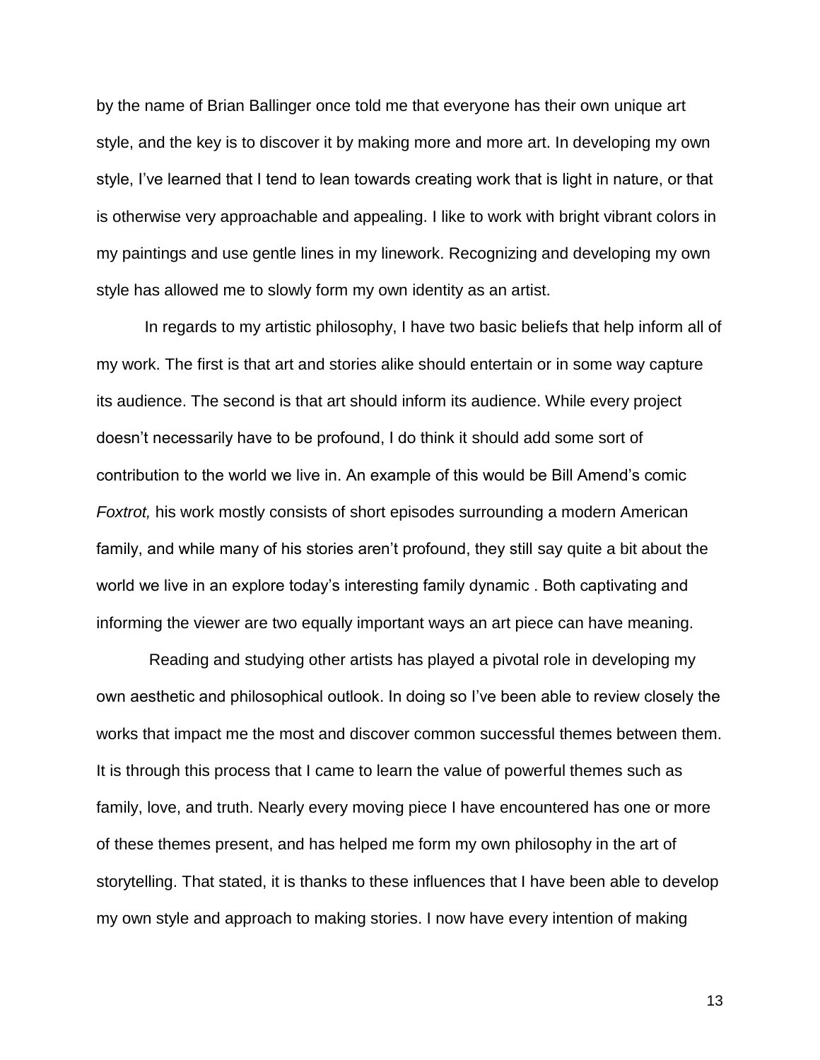by the name of Brian Ballinger once told me that everyone has their own unique art style, and the key is to discover it by making more and more art. In developing my own style, I've learned that I tend to lean towards creating work that is light in nature, or that is otherwise very approachable and appealing. I like to work with bright vibrant colors in my paintings and use gentle lines in my linework. Recognizing and developing my own style has allowed me to slowly form my own identity as an artist.

In regards to my artistic philosophy, I have two basic beliefs that help inform all of my work. The first is that art and stories alike should entertain or in some way capture its audience. The second is that art should inform its audience. While every project doesn't necessarily have to be profound, I do think it should add some sort of contribution to the world we live in. An example of this would be Bill Amend's comic *Foxtrot,* his work mostly consists of short episodes surrounding a modern American family, and while many of his stories aren't profound, they still say quite a bit about the world we live in an explore today's interesting family dynamic . Both captivating and informing the viewer are two equally important ways an art piece can have meaning.

Reading and studying other artists has played a pivotal role in developing my own aesthetic and philosophical outlook. In doing so I've been able to review closely the works that impact me the most and discover common successful themes between them. It is through this process that I came to learn the value of powerful themes such as family, love, and truth. Nearly every moving piece I have encountered has one or more of these themes present, and has helped me form my own philosophy in the art of storytelling. That stated, it is thanks to these influences that I have been able to develop my own style and approach to making stories. I now have every intention of making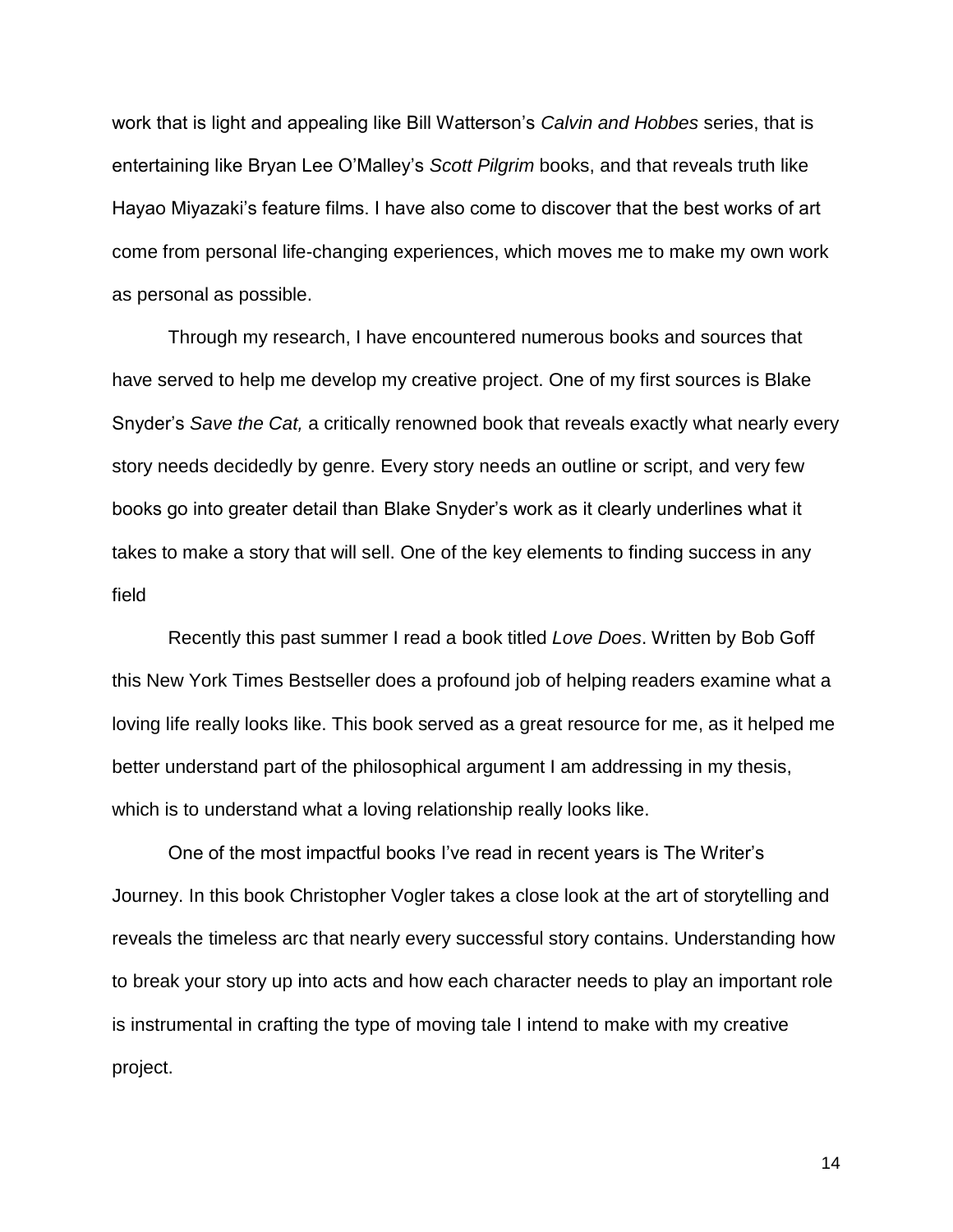work that is light and appealing like Bill Watterson's *Calvin and Hobbes* series, that is entertaining like Bryan Lee O'Malley's *Scott Pilgrim* books, and that reveals truth like Hayao Miyazaki's feature films. I have also come to discover that the best works of art come from personal life-changing experiences, which moves me to make my own work as personal as possible.

Through my research, I have encountered numerous books and sources that have served to help me develop my creative project. One of my first sources is Blake Snyder's *Save the Cat,* a critically renowned book that reveals exactly what nearly every story needs decidedly by genre. Every story needs an outline or script, and very few books go into greater detail than Blake Snyder's work as it clearly underlines what it takes to make a story that will sell. One of the key elements to finding success in any field

Recently this past summer I read a book titled *Love Does*. Written by Bob Goff this New York Times Bestseller does a profound job of helping readers examine what a loving life really looks like. This book served as a great resource for me, as it helped me better understand part of the philosophical argument I am addressing in my thesis, which is to understand what a loving relationship really looks like.

One of the most impactful books I've read in recent years is The Writer's Journey. In this book Christopher Vogler takes a close look at the art of storytelling and reveals the timeless arc that nearly every successful story contains. Understanding how to break your story up into acts and how each character needs to play an important role is instrumental in crafting the type of moving tale I intend to make with my creative project.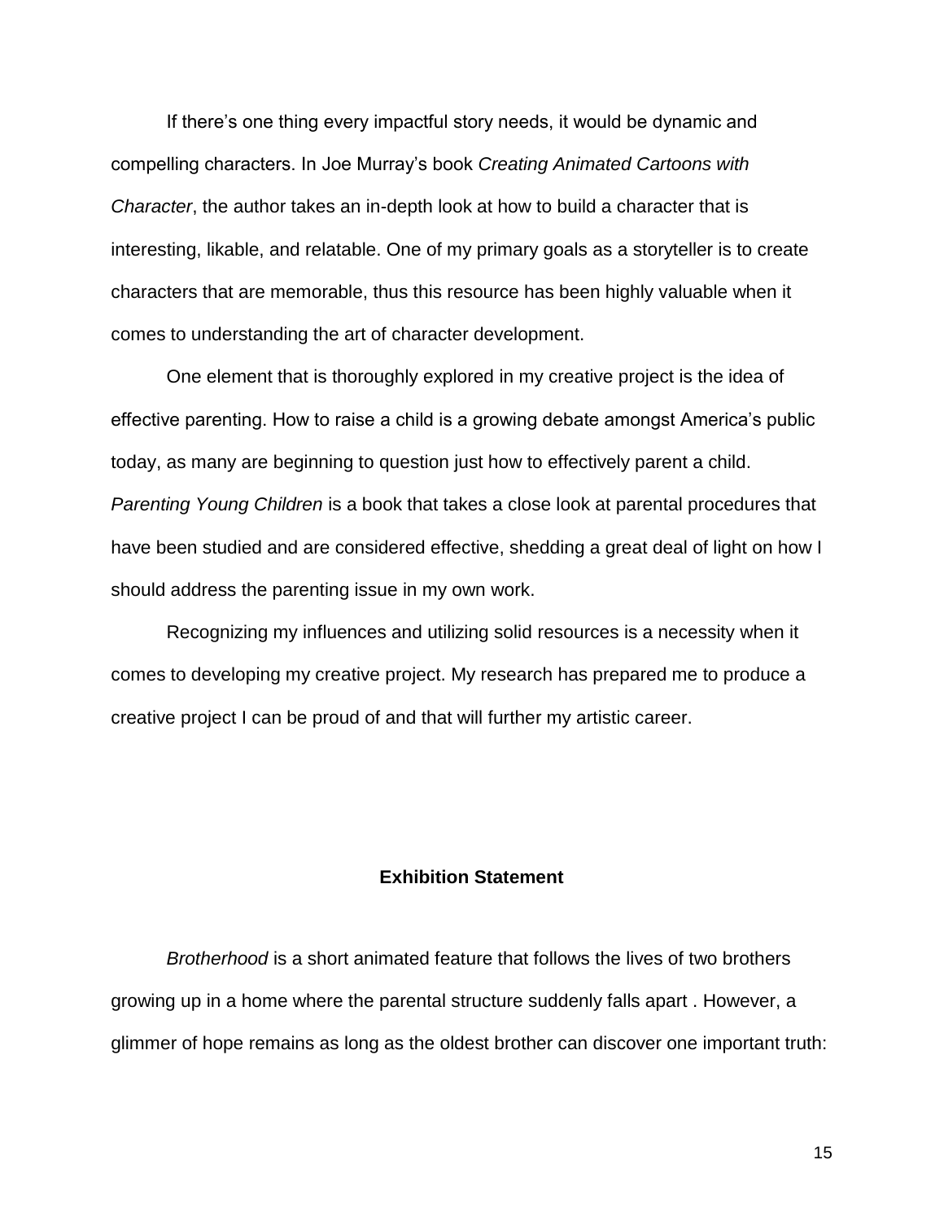If there's one thing every impactful story needs, it would be dynamic and compelling characters. In Joe Murray's book *Creating Animated Cartoons with Character*, the author takes an in-depth look at how to build a character that is interesting, likable, and relatable. One of my primary goals as a storyteller is to create characters that are memorable, thus this resource has been highly valuable when it comes to understanding the art of character development.

One element that is thoroughly explored in my creative project is the idea of effective parenting. How to raise a child is a growing debate amongst America's public today, as many are beginning to question just how to effectively parent a child. *Parenting Young Children* is a book that takes a close look at parental procedures that have been studied and are considered effective, shedding a great deal of light on how I should address the parenting issue in my own work.

Recognizing my influences and utilizing solid resources is a necessity when it comes to developing my creative project. My research has prepared me to produce a creative project I can be proud of and that will further my artistic career.

## Exhibition Statement

*Brotherhood* is a short animated feature that follows the lives of two brothers growing up in a home where the parental structure suddenly falls apart . However, a glimmer of hope remains as long as the oldest brother can discover one important truth: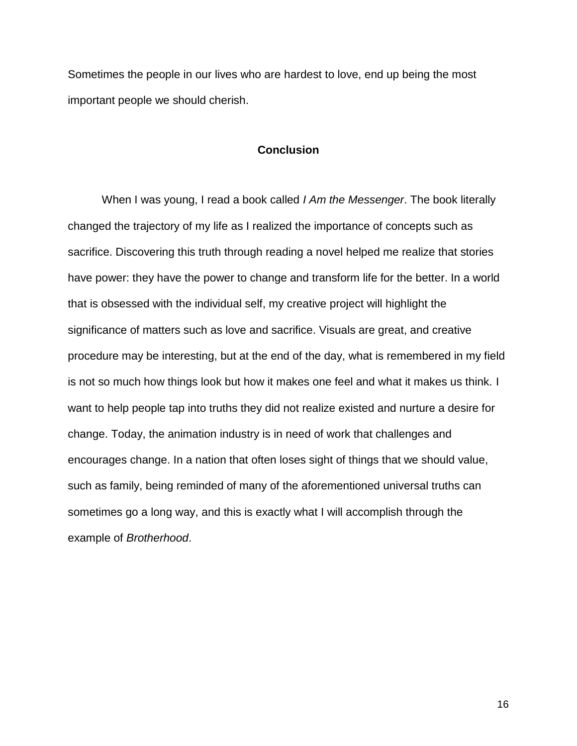Sometimes the people in our lives who are hardest to love, end up being the most important people we should cherish.

## Conclusion

When I was young, I read a book called *I Am the Messenger*. The book literally changed the trajectory of my life as I realized the importance of concepts such as sacrifice. Discovering this truth through reading a novel helped me realize that stories have power: they have the power to change and transform life for the better. In a world that is obsessed with the individual self, my creative project will highlight the significance of matters such as love and sacrifice. Visuals are great, and creative procedure may be interesting, but at the end of the day, what is remembered in my field is not so much how things look but how it makes one feel and what it makes us think. I want to help people tap into truths they did not realize existed and nurture a desire for change. Today, the animation industry is in need of work that challenges and encourages change. In a nation that often loses sight of things that we should value, such as family, being reminded of many of the aforementioned universal truths can sometimes go a long way, and this is exactly what I will accomplish through the example of *Brotherhood*.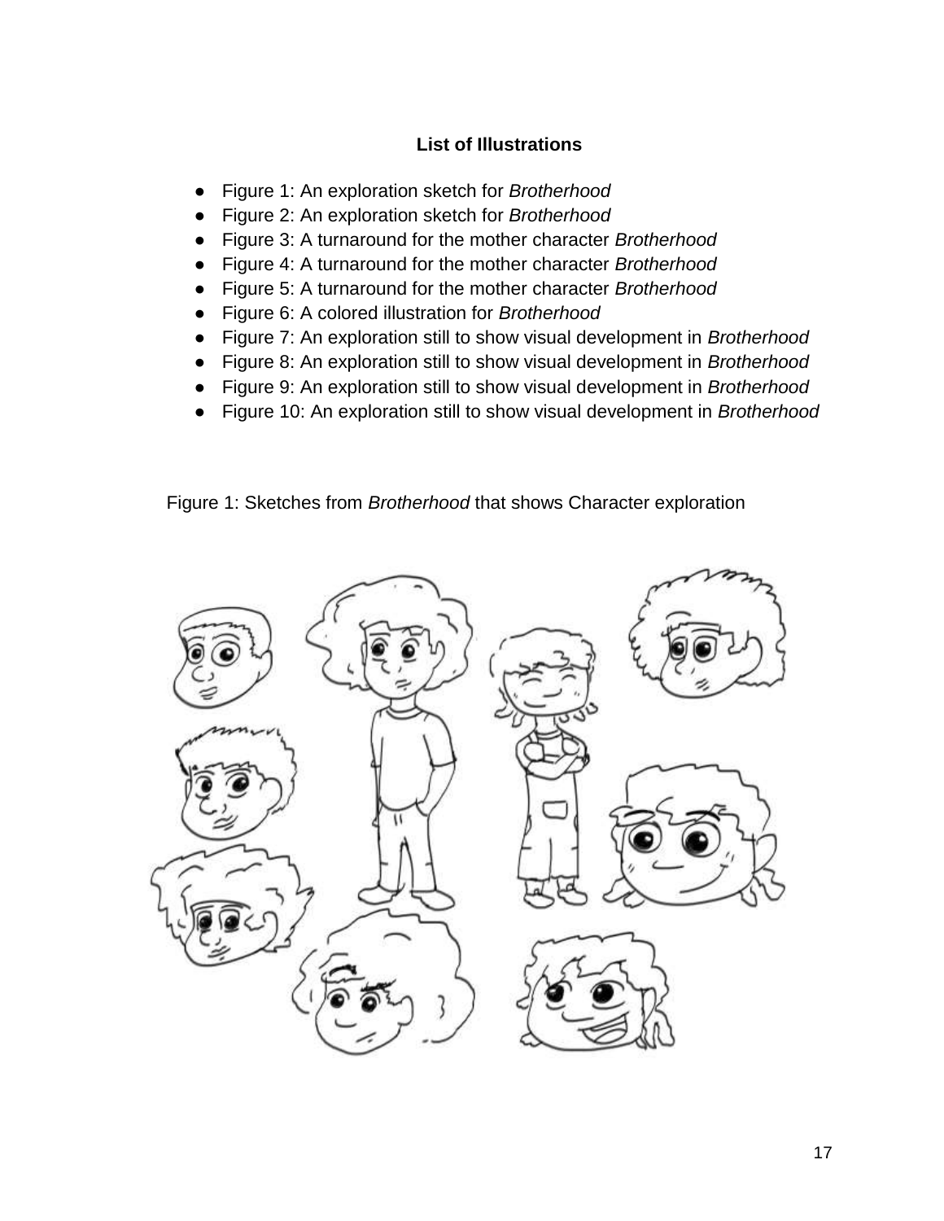**List of Illustrations**

- Figure 1: An exploration sketch for *Brotherhood*
- Figure 2: An exploration sketch for *Brotherhood*
- Figure 3: A turnaround for the mother character *Brotherhood*
- Figure 4: A turnaround for the mother character *Brotherhood*
- Figure 5: A turnaround for the mother character *Brotherhood*
- Figure 6: A colored illustration for *Brotherhood*
- Figure 7: An exploration still to show visual development in *Brotherhood*
- Figure 8: An exploration still to show visual development in *Brotherhood*
- Figure 9: An exploration still to show visual development in *Brotherhood*
- Figure 10: An exploration still to show visual development in *Brotherhood*

Figure 1: Sketches from *Brotherhood* that shows Character exploration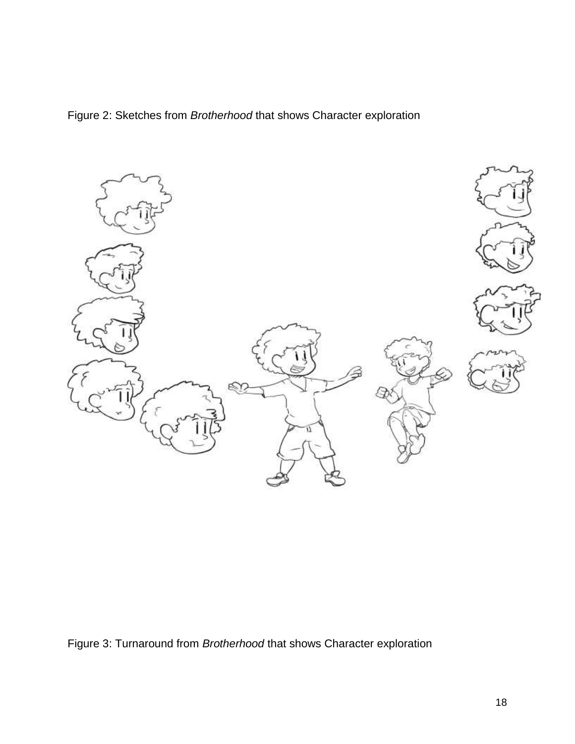Figure 2: Sketches from *Brotherhood* that shows Character exploration

Figure 3: Turnaround from *Brotherhood* that shows Character exploration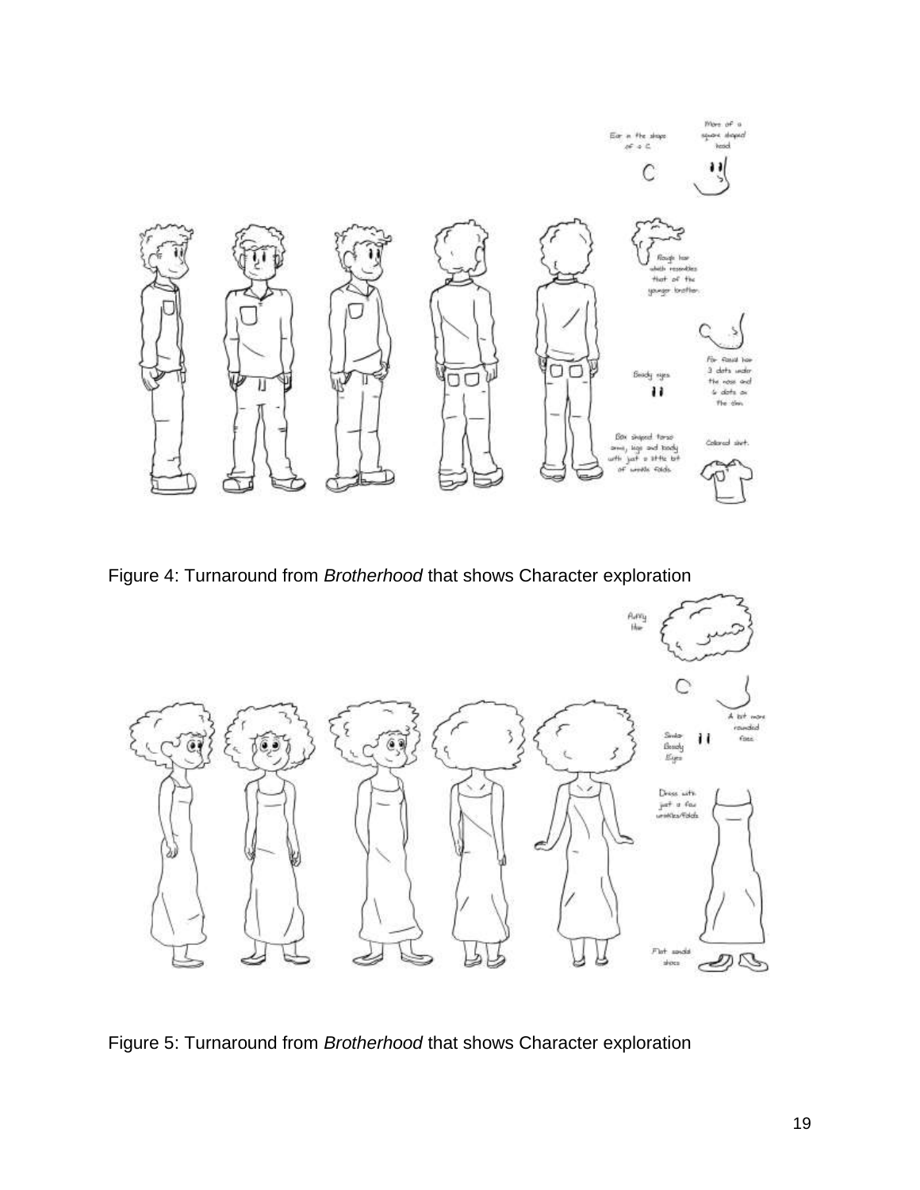Figure 4: Turnaround from *Brotherhood* that shows Character exploration

Figure 5: Turnaround from *Brotherhood* that shows Character exploration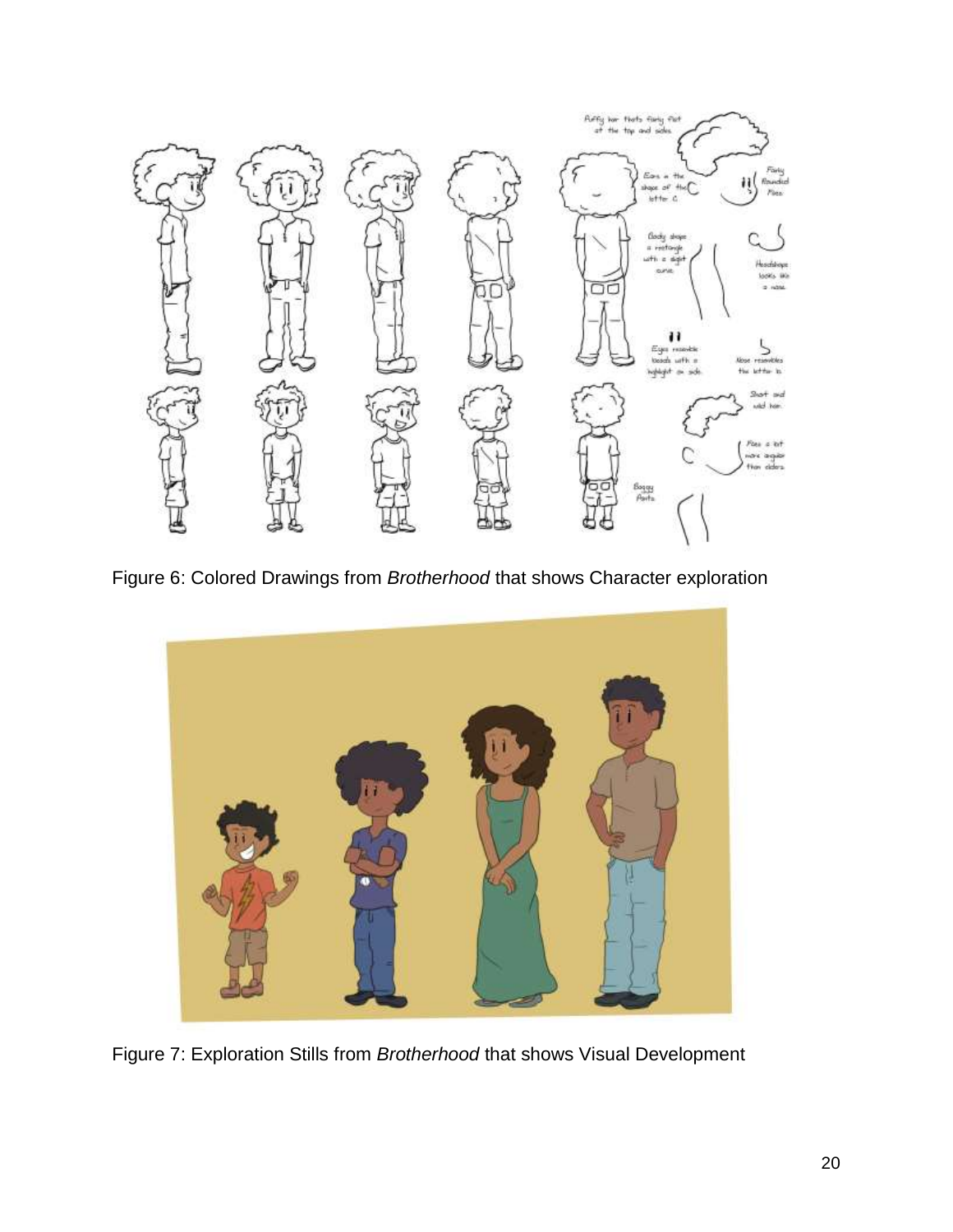Figure 6: Colored Drawings from *Brotherhood* that shows Character exploration

Figure 7: Exploration Stills from *Brotherhood* that shows Visual Development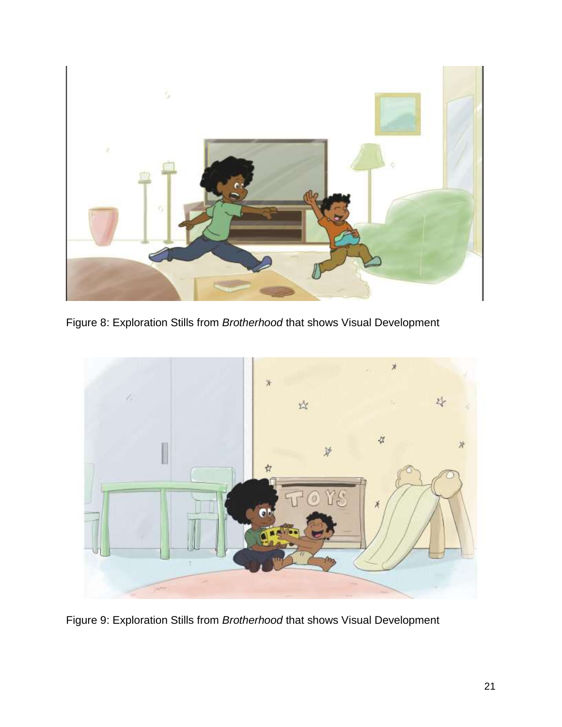Figure 8: Exploration Stills from *Brotherhood* that shows Visual Development

Figure 9: Exploration Stills from *Brotherhood* that shows Visual Development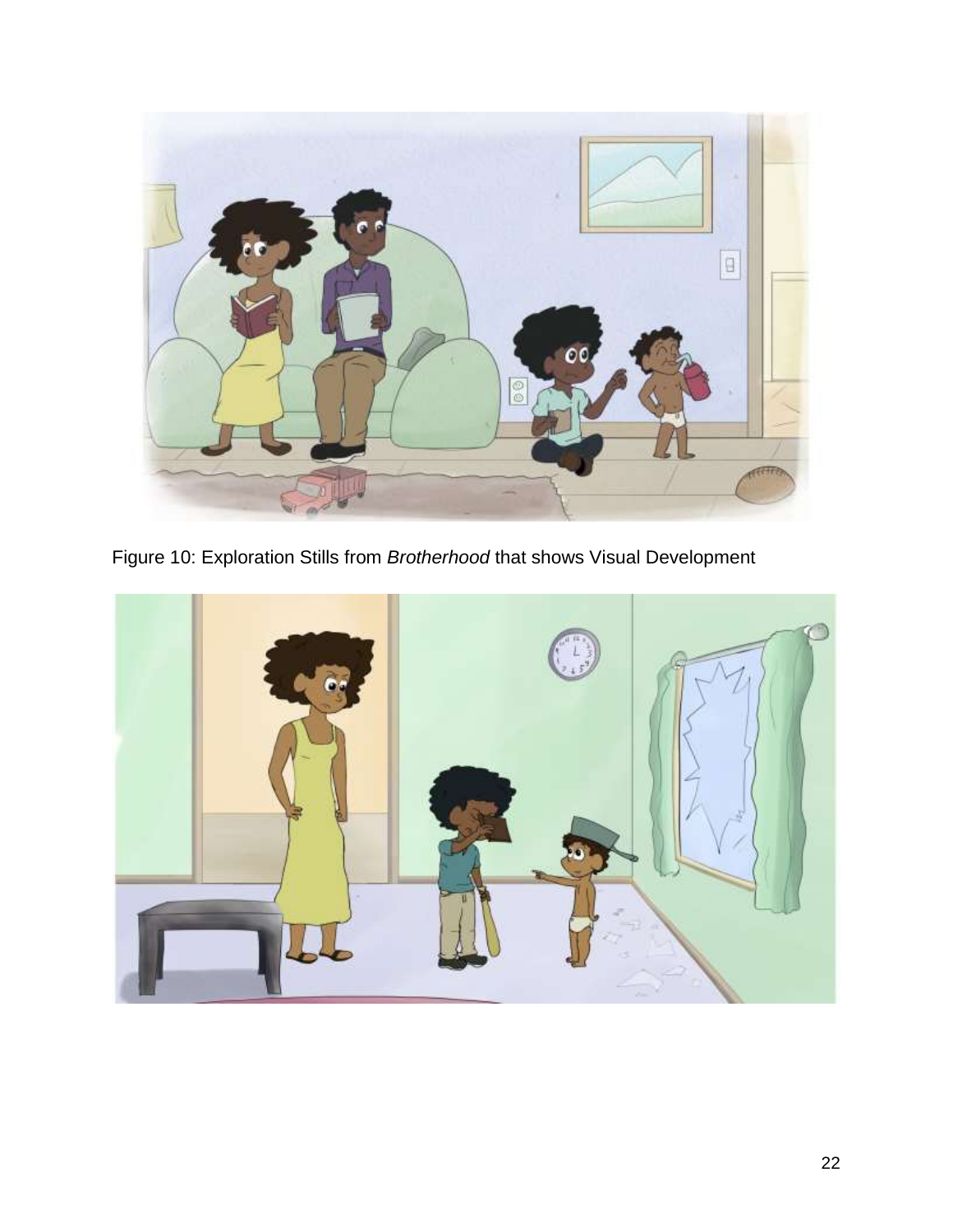Figure 10: Exploration Stills from *Brotherhood* that shows Visual Development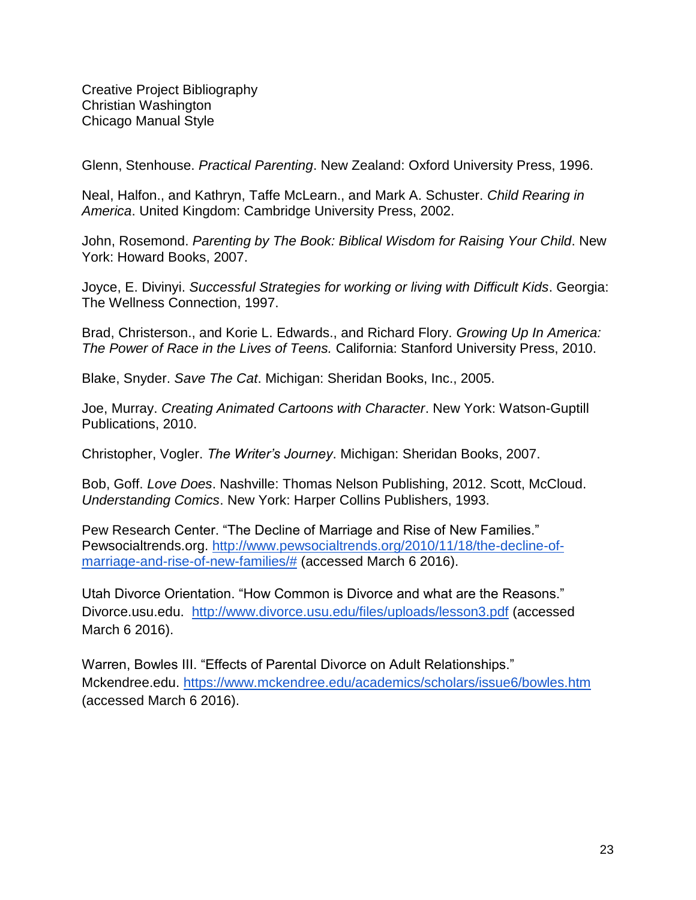Creative Project Bibliography
Christian Washington
Chicago Manual Style

Glenn, Stenhouse. *Practical Parenting*. New Zealand: Oxford University Press, 1996.

Neal, Halfon., and Kathryn, Taffe McLearn., and Mark A. Schuster. *Child Rearing in America*. United Kingdom: Cambridge University Press, 2002.

John, Rosemond. *Parenting by The Book: Biblical Wisdom for Raising Your Child*. New York: Howard Books, 2007.

Joyce, E. Divinyi. *Successful Strategies for working or living with Difficult Kids*. Georgia: The Wellness Connection, 1997.

Brad, Christerson., and Korie L. Edwards., and Richard Flory. *Growing Up In America: The Power of Race in the Lives of Teens.* California: Stanford University Press, 2010.

Blake, Snyder. *Save The Cat*. Michigan: Sheridan Books, Inc., 2005.

Joe, Murray. *Creating Animated Cartoons with Character*. New York: Watson-Guptill Publications, 2010.

Christopher, Vogler. *The Writer's Journey*. Michigan: Sheridan Books, 2007.

Bob, Goff. *Love Does*. Nashville: Thomas Nelson Publishing, 2012. Scott, McCloud. *Understanding Comics*. New York: Harper Collins Publishers, 1993.

Pew Research Center. "The Decline of Marriage and Rise of New Families." Pewsocialtrends.org. http://www.pewsocialtrends.org/2010/11/18/the-decline-of-marriage-and-rise-of-new-families/# (accessed March 6 2016).

Utah Divorce Orientation. "How Common is Divorce and what are the Reasons." Divorce.usu.edu. http://www.divorce.usu.edu/files/uploads/lesson3.pdf (accessed March 6 2016).

Warren, Bowles III. "Effects of Parental Divorce on Adult Relationships." Mckendree.edu. https://www.mckendree.edu/academics/scholars/issue6/bowles.htm (accessed March 6 2016).